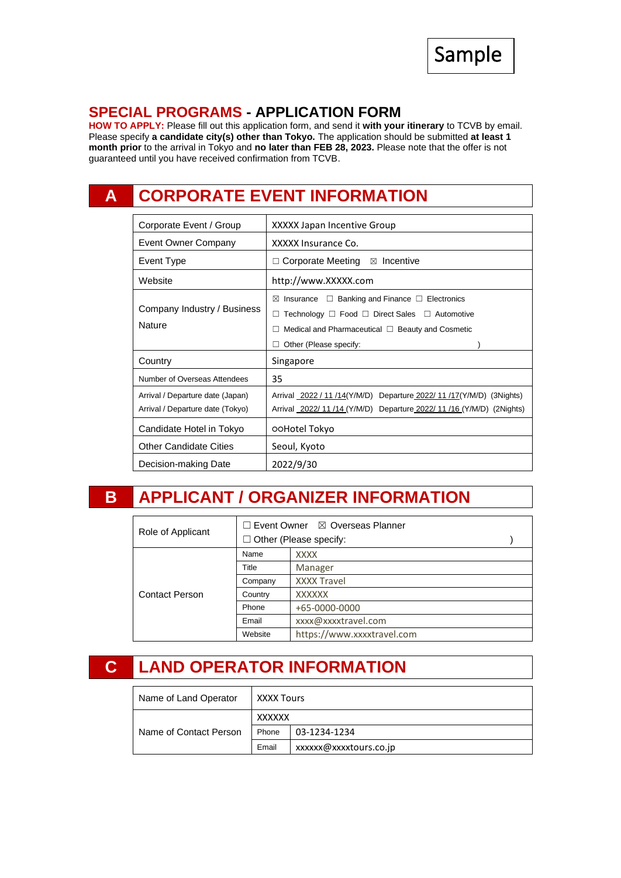Sample

# SPECIAL PROGRAMS - APPLICATION FORM

**HOW TO APPLY:** Please fill out this application form, and send it **with your itinerary** to TCVB by email. Please specify **a candidate city(s) other than Tokyo.** The application should be submitted **at least 1 month prior** to the arrival in Tokyo and **no later than FEB 28, 2023.** Please note that the offer is not guaranteed until you have received confirmation from TCVB.

## A CORPORATE EVENT INFORMATION

| | |
|---|---|
| Corporate Event / Group | XXXXX Japan Incentive Group |
| Event Owner Company | XXXXX Insurance Co. |
| Event Type | ☐ Corporate Meeting ☒ Incentive |
| Website | http://www.XXXXX.com |
| Company Industry / Business Nature | ☒ Insurance ☐ Banking and Finance ☐ Electronics<br>☐ Technology ☐ Food ☐ Direct Sales ☐ Automotive<br>☐ Medical and Pharmaceutical ☐ Beauty and Cosmetic<br>☐ Other (Please specify: ) |
| Country | Singapore |
| Number of Overseas Attendees | 35 |
| Arrival / Departure date (Japan)<br>Arrival / Departure date (Tokyo) | Arrival 2022 / 11 /14(Y/M/D) Departure 2022/ 11 /17(Y/M/D) (3Nights)<br>Arrival 2022/ 11 /14 (Y/M/D) Departure 2022/ 11 /16 (Y/M/D) (2Nights) |
| Candidate Hotel in Tokyo | ○○Hotel Tokyo |
| Other Candidate Cities | Seoul, Kyoto |
| Decision-making Date | 2022/9/30 |

## B APPLICANT / ORGANIZER INFORMATION

| | | |
|---|---|---|
| Role of Applicant | ☐ Event Owner ☒ Overseas Planner<br>☐ Other (Please specify: ) | |
| Contact Person | Name | XXXX |
| | Title | Manager |
| | Company | XXXX Travel |
| | Country | XXXXXX |
| | Phone | +65-0000-0000 |
| | Email | xxxx@xxxxtravel.com |
| | Website | https://www.xxxxtravel.com |

## C LAND OPERATOR INFORMATION

| | | |
|---|---|---|
| Name of Land Operator | XXXX Tours | |
| Name of Contact Person | XXXXXX | |
| | Phone | 03-1234-1234 |
| | Email | xxxxxx@xxxxtours.co.jp |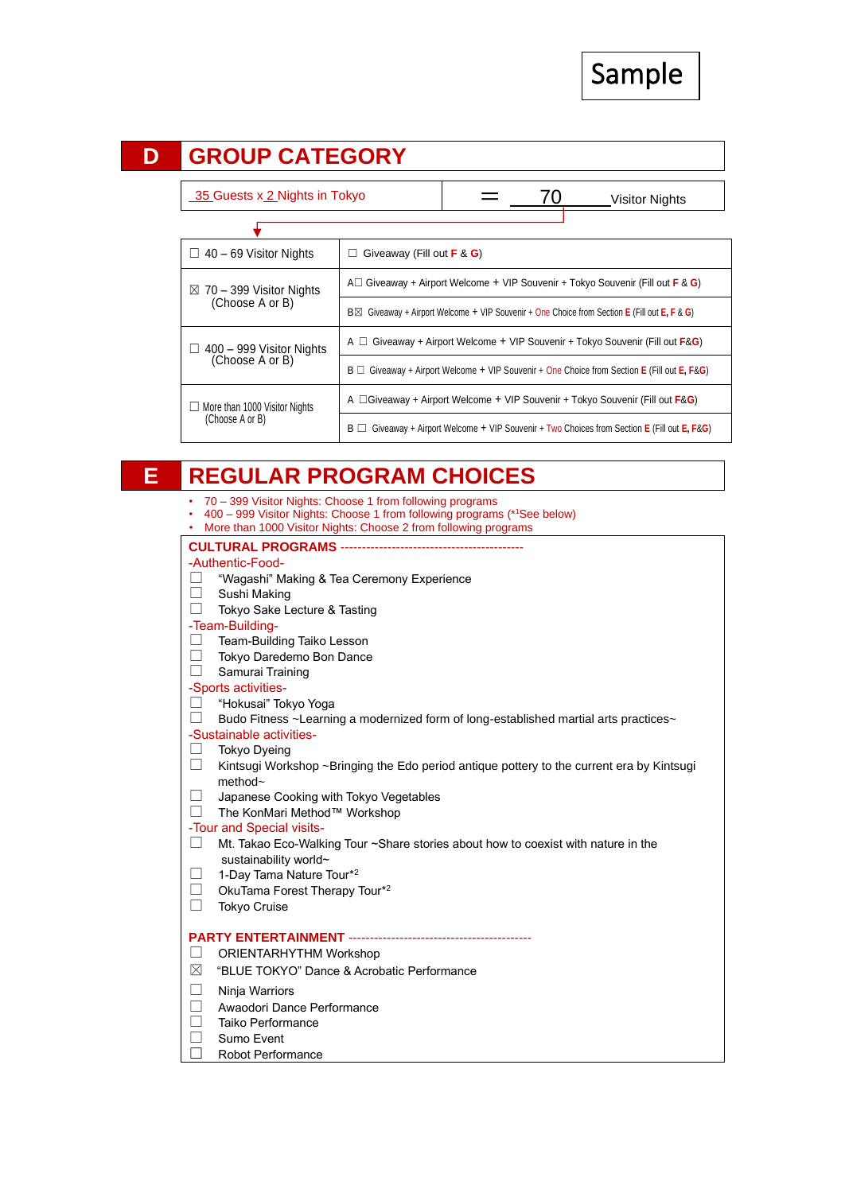Sample

## D GROUP CATEGORY

| 35 Guests x 2 Nights in Tokyo | ＝ 70 Visitor Nights |
|---|---|

| | |
|---|---|
| ☐ 40 – 69 Visitor Nights | ☐ Giveaway (Fill out F & G) |
| ☒ 70 – 399 Visitor Nights (Choose A or B) | A☐ Giveaway + Airport Welcome + VIP Souvenir + Tokyo Souvenir (Fill out F & G) |
| | B☒ Giveaway + Airport Welcome + VIP Souvenir + One Choice from Section E (Fill out E, F & G) |
| ☐ 400 – 999 Visitor Nights (Choose A or B) | A ☐ Giveaway + Airport Welcome + VIP Souvenir + Tokyo Souvenir (Fill out F&G) |
| | B ☐ Giveaway + Airport Welcome + VIP Souvenir + One Choice from Section E (Fill out E, F&G) |
| ☐ More than 1000 Visitor Nights (Choose A or B) | A ☐Giveaway + Airport Welcome + VIP Souvenir + Tokyo Souvenir (Fill out F&G) |
| | B ☐ Giveaway + Airport Welcome + VIP Souvenir + Two Choices from Section E (Fill out E, F&G) |

## E REGULAR PROGRAM CHOICES

- 70 – 399 Visitor Nights: Choose 1 from following programs
- 400 – 999 Visitor Nights: Choose 1 from following programs (*1See below)
- More than 1000 Visitor Nights: Choose 2 from following programs

**CULTURAL PROGRAMS** -------------------------------------------

-Authentic-Food-

☐ "Wagashi" Making & Tea Ceremony Experience
☐ Sushi Making
☐ Tokyo Sake Lecture & Tasting

-Team-Building-

☐ Team-Building Taiko Lesson
☐ Tokyo Daredemo Bon Dance
☐ Samurai Training

-Sports activities-

☐ "Hokusai" Tokyo Yoga
☐ Budo Fitness ~Learning a modernized form of long-established martial arts practices~

-Sustainable activities-

☐ Tokyo Dyeing
☐ Kintsugi Workshop ~Bringing the Edo period antique pottery to the current era by Kintsugi method~
☐ Japanese Cooking with Tokyo Vegetables
☐ The KonMari Method™ Workshop

-Tour and Special visits-

☐ Mt. Takao Eco-Walking Tour ~Share stories about how to coexist with nature in the sustainability world~
☐ 1-Day Tama Nature Tour*2
☐ OkuTama Forest Therapy Tour*2
☐ Tokyo Cruise

**PARTY ENTERTAINMENT** -------------------------------------------

☐ ORIENTARHYTHM Workshop
☒ "BLUE TOKYO" Dance & Acrobatic Performance
☐ Ninja Warriors
☐ Awaodori Dance Performance
☐ Taiko Performance
☐ Sumo Event
☐ Robot Performance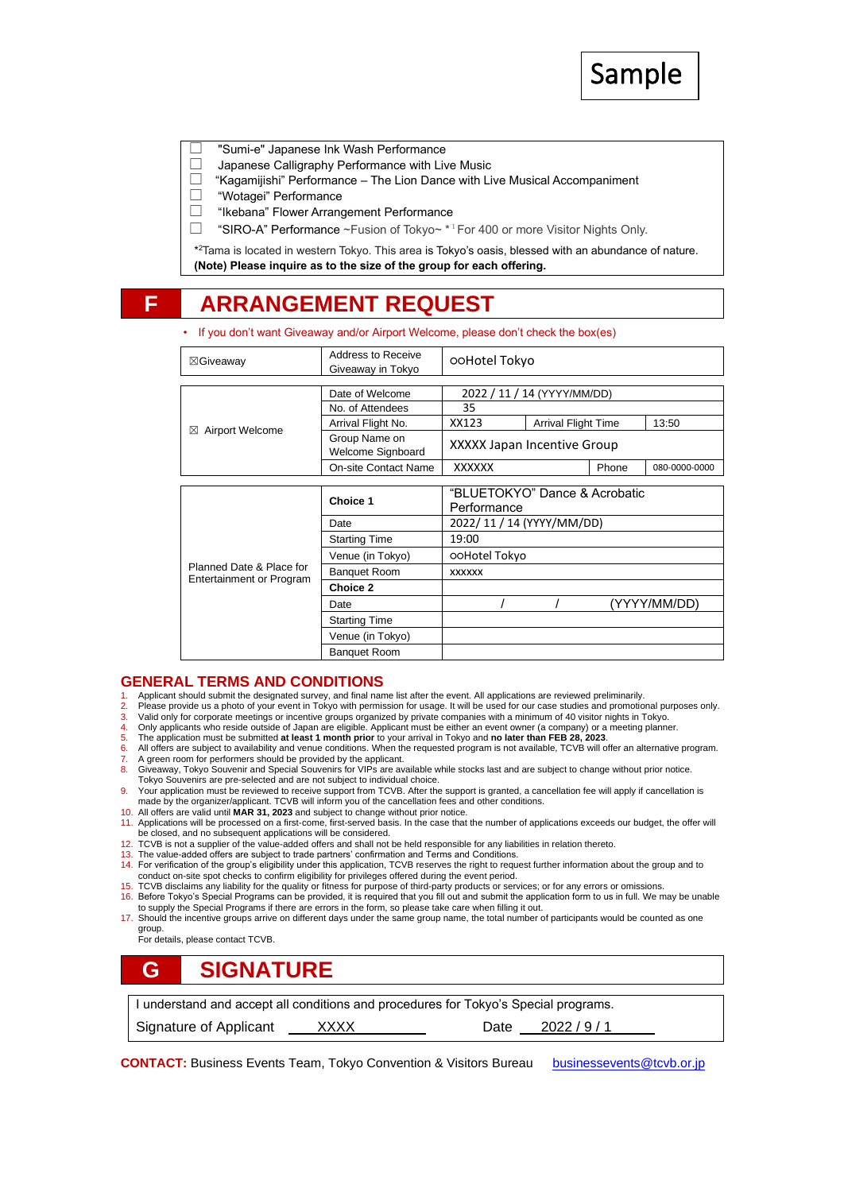Sample

☐ "Sumi-e" Japanese Ink Wash Performance
☐ Japanese Calligraphy Performance with Live Music
☐ "Kagamijishi" Performance – The Lion Dance with Live Musical Accompaniment
☐ "Wotagei" Performance
☐ "Ikebana" Flower Arrangement Performance
☐ "SIRO-A" Performance ~Fusion of Tokyo~ *[1] For 400 or more Visitor Nights Only.

*[2]Tama is located in western Tokyo. This area is Tokyo's oasis, blessed with an abundance of nature.
**(Note) Please inquire as to the size of the group for each offering.**

## F ARRANGEMENT REQUEST

- If you don't want Giveaway and/or Airport Welcome, please don't check the box(es)

| | | | | | |
|---|---|---|---|---|---|
| ☒Giveaway | Address to Receive Giveaway in Tokyo | ○○Hotel Tokyo | | | |

| | | | | | |
|---|---|---|---|---|---|
| ☒ Airport Welcome | Date of Welcome | 2022 / 11 / 14 (YYYY/MM/DD) | | | |
| | No. of Attendees | 35 | | | |
| | Arrival Flight No. | XX123 | Arrival Flight Time | 13:50 | |
| | Group Name on Welcome Signboard | XXXXX Japan Incentive Group | | | |
| | On-site Contact Name | XXXXXX | | Phone | 080-0000-0000 |

| | | |
|---|---|---|
| Planned Date & Place for Entertainment or Program | **Choice 1** | "BLUETOKYO" Dance & Acrobatic Performance |
| | Date | 2022/ 11 / 14 (YYYY/MM/DD) |
| | Starting Time | 19:00 |
| | Venue (in Tokyo) | ○○Hotel Tokyo |
| | Banquet Room | xxxxxx |
| | **Choice 2** | |
| | Date | / / (YYYY/MM/DD) |
| | Starting Time | |
| | Venue (in Tokyo) | |
| | Banquet Room | |

## GENERAL TERMS AND CONDITIONS

1. Applicant should submit the designated survey, and final name list after the event. All applications are reviewed preliminarily.
2. Please provide us a photo of your event in Tokyo with permission for usage. It will be used for our case studies and promotional purposes only.
3. Valid only for corporate meetings or incentive groups organized by private companies with a minimum of 40 visitor nights in Tokyo.
4. Only applicants who reside outside of Japan are eligible. Applicant must be either an event owner (a company) or a meeting planner.
5. The application must be submitted **at least 1 month prior** to your arrival in Tokyo and **no later than FEB 28, 2023**.
6. All offers are subject to availability and venue conditions. When the requested program is not available, TCVB will offer an alternative program.
7. A green room for performers should be provided by the applicant.
8. Giveaway, Tokyo Souvenir and Special Souvenirs for VIPs are available while stocks last and are subject to change without prior notice. Tokyo Souvenirs are pre-selected and are not subject to individual choice.
9. Your application must be reviewed to receive support from TCVB. After the support is granted, a cancellation fee will apply if cancellation is made by the organizer/applicant. TCVB will inform you of the cancellation fees and other conditions.
10. All offers are valid until **MAR 31, 2023** and subject to change without prior notice.
11. Applications will be processed on a first-come, first-served basis. In the case that the number of applications exceeds our budget, the offer will be closed, and no subsequent applications will be considered.
12. TCVB is not a supplier of the value-added offers and shall not be held responsible for any liabilities in relation thereto.
13. The value-added offers are subject to trade partners' confirmation and Terms and Conditions.
14. For verification of the group's eligibility under this application, TCVB reserves the right to request further information about the group and to conduct on-site spot checks to confirm eligibility for privileges offered during the event period.
15. TCVB disclaims any liability for the quality or fitness for purpose of third-party products or services; or for any errors or omissions.
16. Before Tokyo's Special Programs can be provided, it is required that you fill out and submit the application form to us in full. We may be unable to supply the Special Programs if there are errors in the form, so please take care when filling it out.
17. Should the incentive groups arrive on different days under the same group name, the total number of participants would be counted as one group.
    For details, please contact TCVB.

## G SIGNATURE

I understand and accept all conditions and procedures for Tokyo's Special programs.

Signature of Applicant XXXX Date 2022 / 9 / 1

**CONTACT:** Business Events Team, Tokyo Convention & Visitors Bureau businessevents@tcvb.or.jp